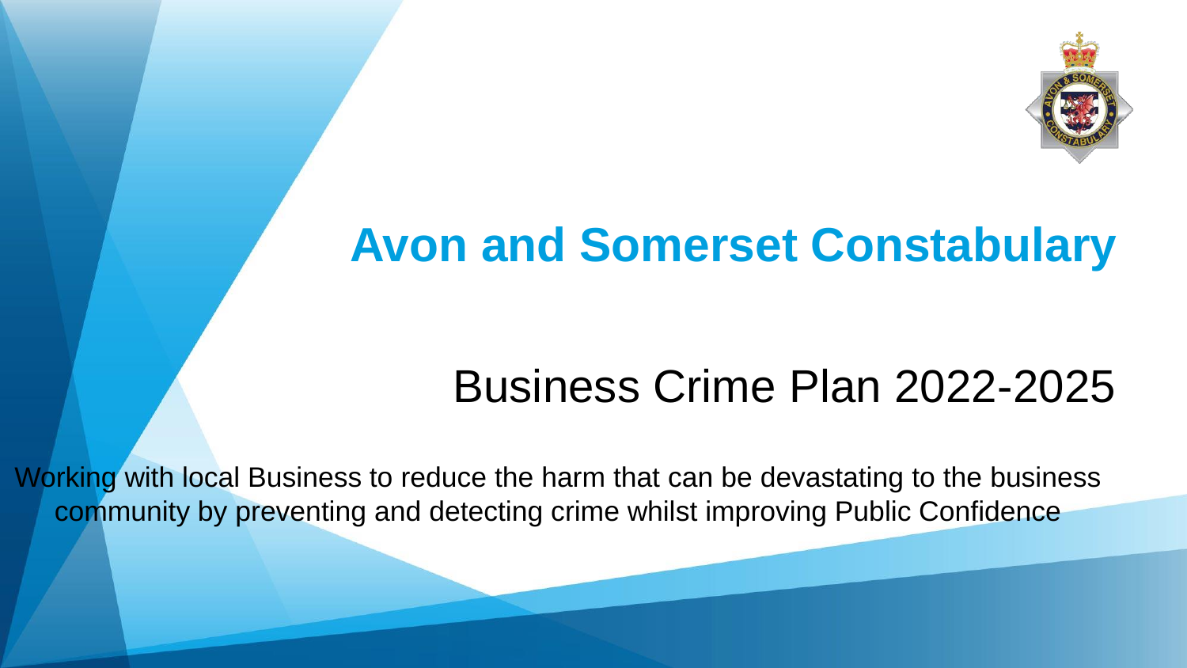# Avon and Somerset Constabulary

## Business Crime Plan 2022-2025

Working with local Business to reduce the harm that can be devastating to the business community by preventing and detecting crime whilst improving Public Confidence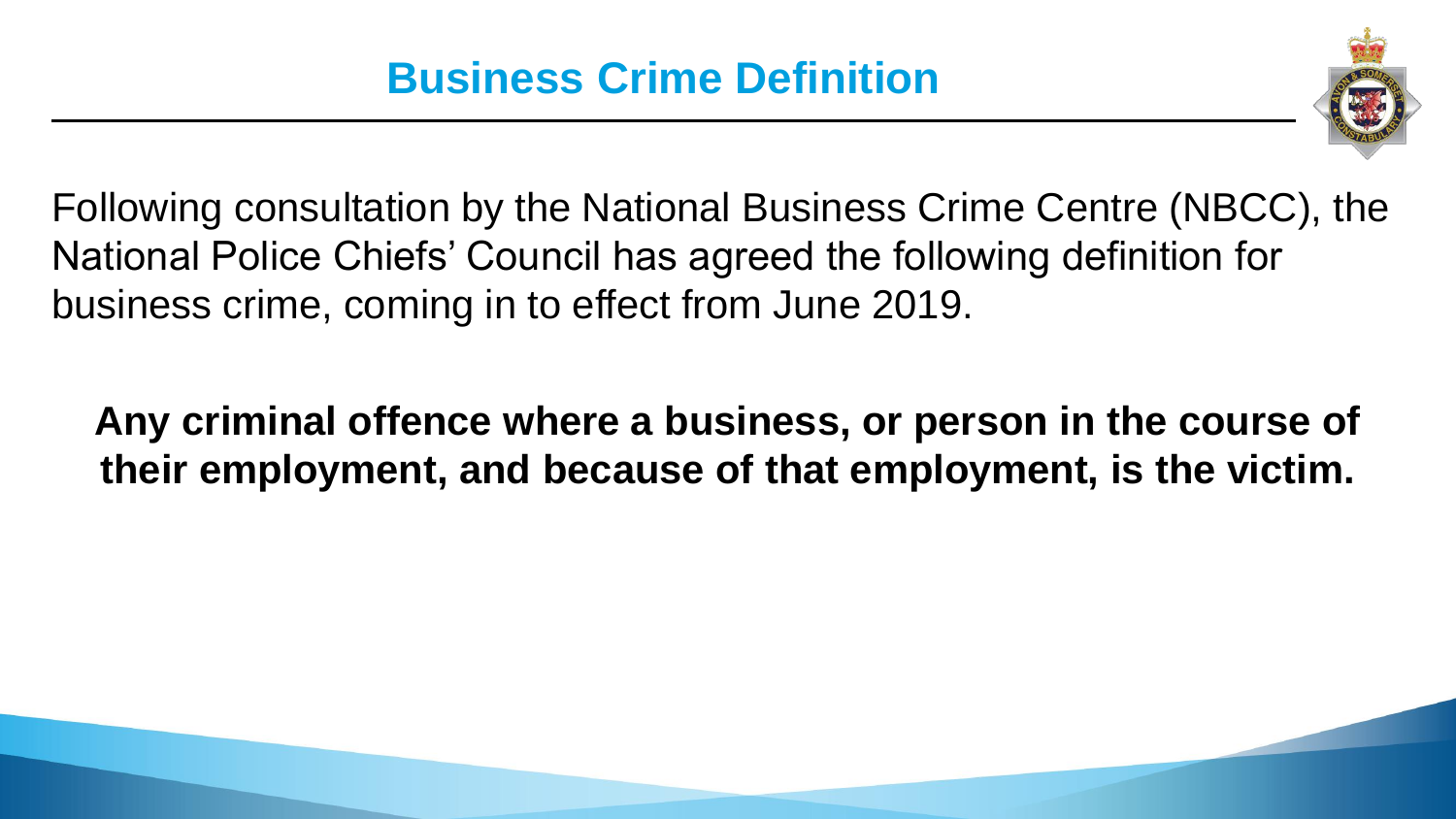# Business Crime Definition

Following consultation by the National Business Crime Centre (NBCC), the National Police Chiefs' Council has agreed the following definition for business crime, coming in to effect from June 2019.

**Any criminal offence where a business, or person in the course of their employment, and because of that employment, is the victim.**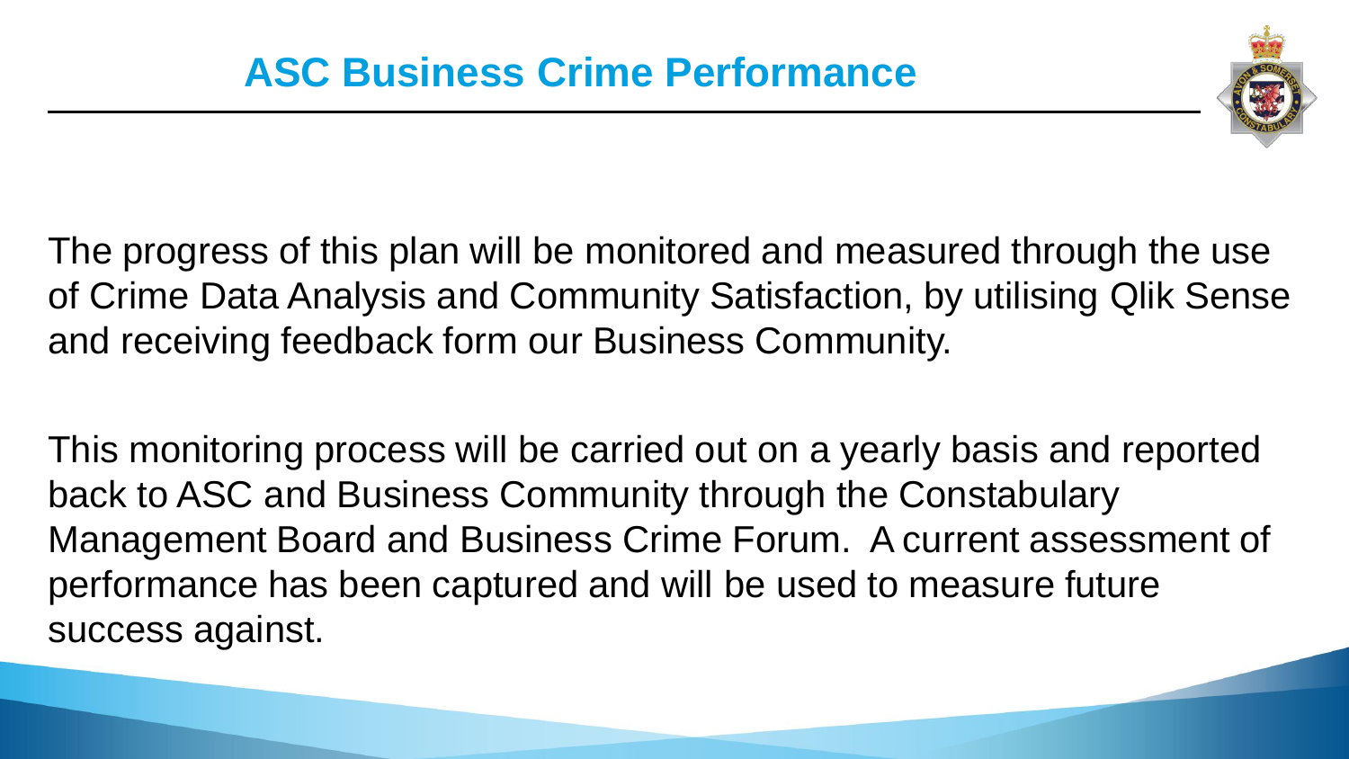# ASC Business Crime Performance

The progress of this plan will be monitored and measured through the use of Crime Data Analysis and Community Satisfaction, by utilising Qlik Sense and receiving feedback form our Business Community.

This monitoring process will be carried out on a yearly basis and reported back to ASC and Business Community through the Constabulary Management Board and Business Crime Forum. A current assessment of performance has been captured and will be used to measure future success against.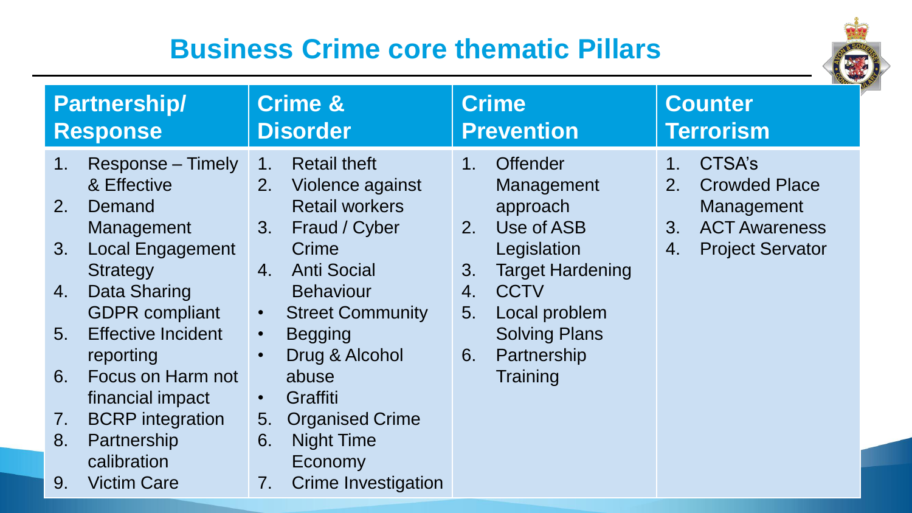# Business Crime core thematic Pillars

| Partnership/ Response | Crime & Disorder | Crime Prevention | Counter Terrorism |
|---|---|---|---|
| 1. Response – Timely & Effective<br>2. Demand Management<br>3. Local Engagement Strategy<br>4. Data Sharing GDPR compliant<br>5. Effective Incident reporting<br>6. Focus on Harm not financial impact<br>7. BCRP integration<br>8. Partnership calibration<br>9. Victim Care | 1. Retail theft<br>2. Violence against Retail workers<br>3. Fraud / Cyber Crime<br>4. Anti Social Behaviour<br>• Street Community<br>• Begging<br>• Drug & Alcohol abuse<br>• Graffiti<br>5. Organised Crime<br>6. Night Time Economy<br>7. Crime Investigation | 1. Offender Management approach<br>2. Use of ASB Legislation<br>3. Target Hardening<br>4. CCTV<br>5. Local problem Solving Plans<br>6. Partnership Training | 1. CTSA's<br>2. Crowded Place Management<br>3. ACT Awareness<br>4. Project Servator |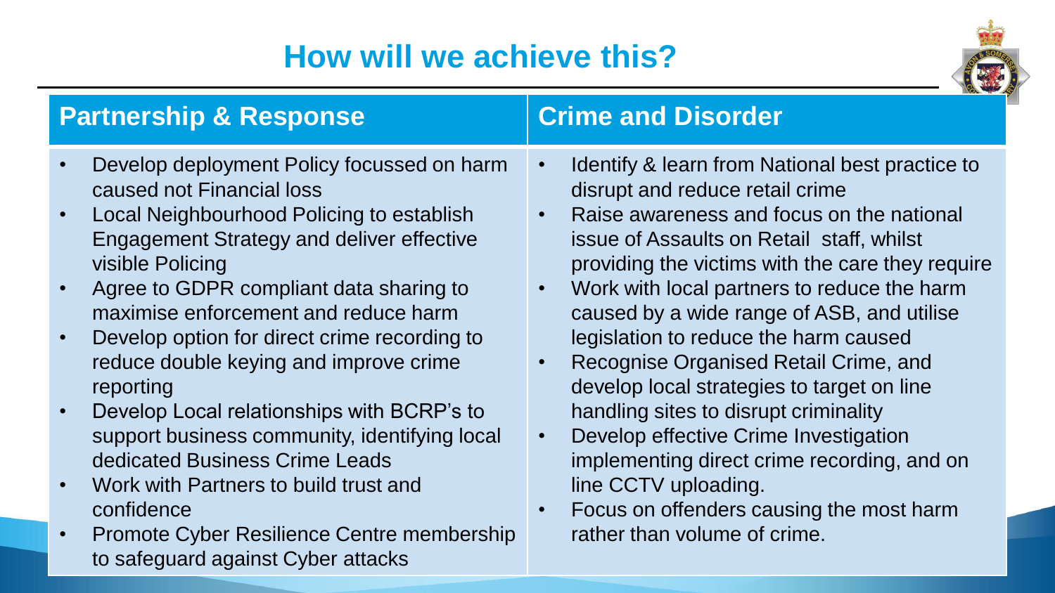# How will we achieve this?

## Partnership & Response

- Develop deployment Policy focussed on harm caused not Financial loss
- Local Neighbourhood Policing to establish Engagement Strategy and deliver effective visible Policing
- Agree to GDPR compliant data sharing to maximise enforcement and reduce harm
- Develop option for direct crime recording to reduce double keying and improve crime reporting
- Develop Local relationships with BCRP's to support business community, identifying local dedicated Business Crime Leads
- Work with Partners to build trust and confidence
- Promote Cyber Resilience Centre membership to safeguard against Cyber attacks

## Crime and Disorder

- Identify & learn from National best practice to disrupt and reduce retail crime
- Raise awareness and focus on the national issue of Assaults on Retail staff, whilst providing the victims with the care they require
- Work with local partners to reduce the harm caused by a wide range of ASB, and utilise legislation to reduce the harm caused
- Recognise Organised Retail Crime, and develop local strategies to target on line handling sites to disrupt criminality
- Develop effective Crime Investigation implementing direct crime recording, and on line CCTV uploading.
- Focus on offenders causing the most harm rather than volume of crime.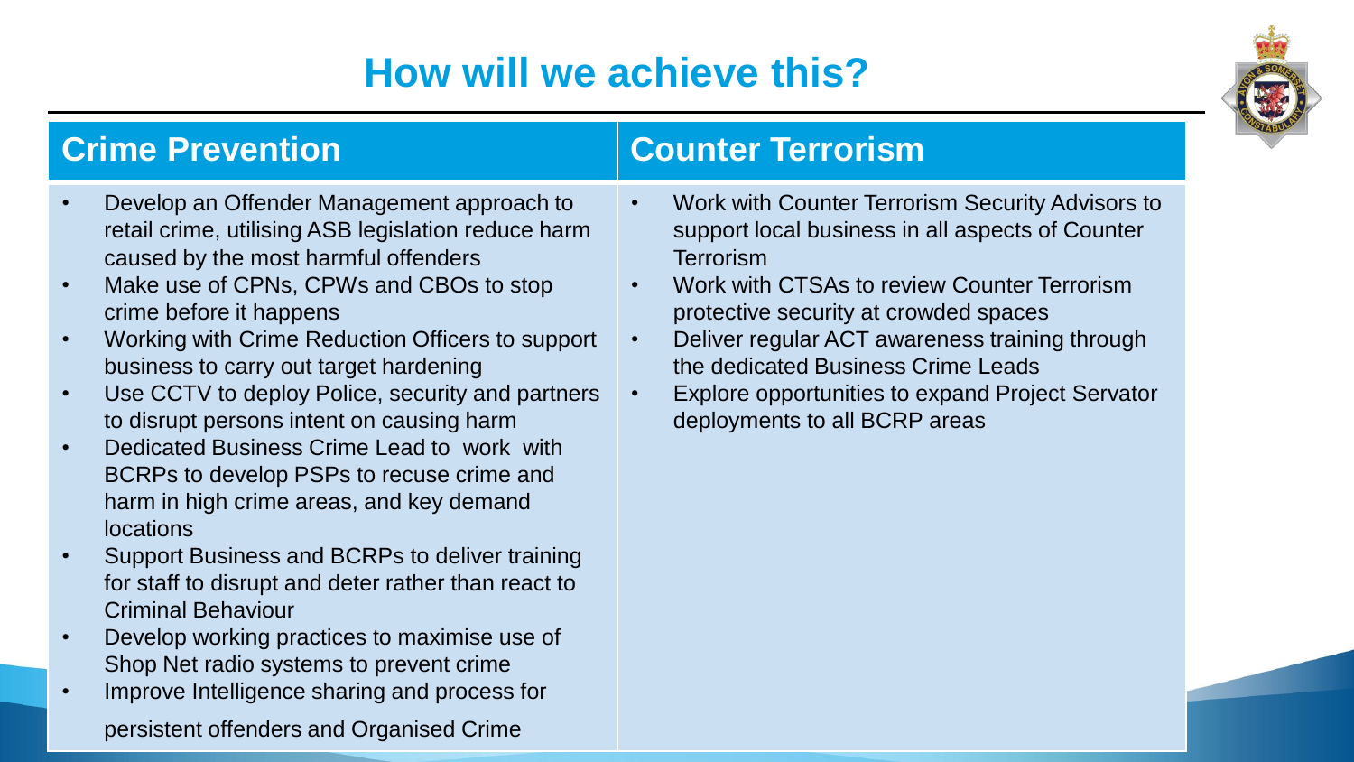# How will we achieve this?

## Crime Prevention

- Develop an Offender Management approach to retail crime, utilising ASB legislation reduce harm caused by the most harmful offenders
- Make use of CPNs, CPWs and CBOs to stop crime before it happens
- Working with Crime Reduction Officers to support business to carry out target hardening
- Use CCTV to deploy Police, security and partners to disrupt persons intent on causing harm
- Dedicated Business Crime Lead to work with BCRPs to develop PSPs to recuse crime and harm in high crime areas, and key demand locations
- Support Business and BCRPs to deliver training for staff to disrupt and deter rather than react to Criminal Behaviour
- Develop working practices to maximise use of Shop Net radio systems to prevent crime
- Improve Intelligence sharing and process for persistent offenders and Organised Crime

## Counter Terrorism

- Work with Counter Terrorism Security Advisors to support local business in all aspects of Counter Terrorism
- Work with CTSAs to review Counter Terrorism protective security at crowded spaces
- Deliver regular ACT awareness training through the dedicated Business Crime Leads
- Explore opportunities to expand Project Servator deployments to all BCRP areas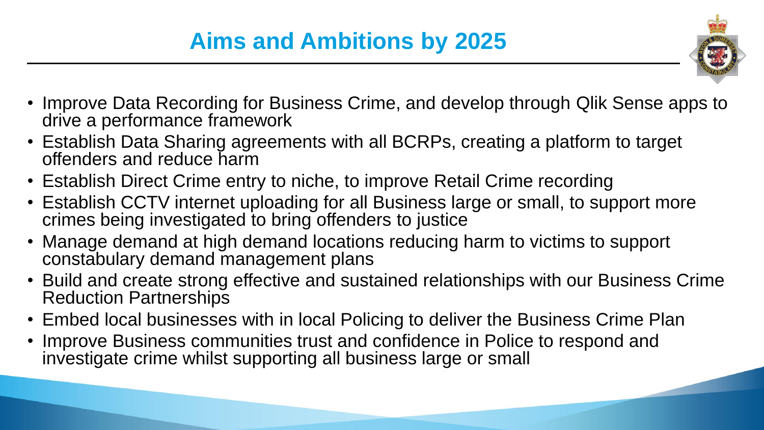# Aims and Ambitions by 2025

- Improve Data Recording for Business Crime, and develop through Qlik Sense apps to drive a performance framework
- Establish Data Sharing agreements with all BCRPs, creating a platform to target offenders and reduce harm
- Establish Direct Crime entry to niche, to improve Retail Crime recording
- Establish CCTV internet uploading for all Business large or small, to support more crimes being investigated to bring offenders to justice
- Manage demand at high demand locations reducing harm to victims to support constabulary demand management plans
- Build and create strong effective and sustained relationships with our Business Crime Reduction Partnerships
- Embed local businesses with in local Policing to deliver the Business Crime Plan
- Improve Business communities trust and confidence in Police to respond and investigate crime whilst supporting all business large or small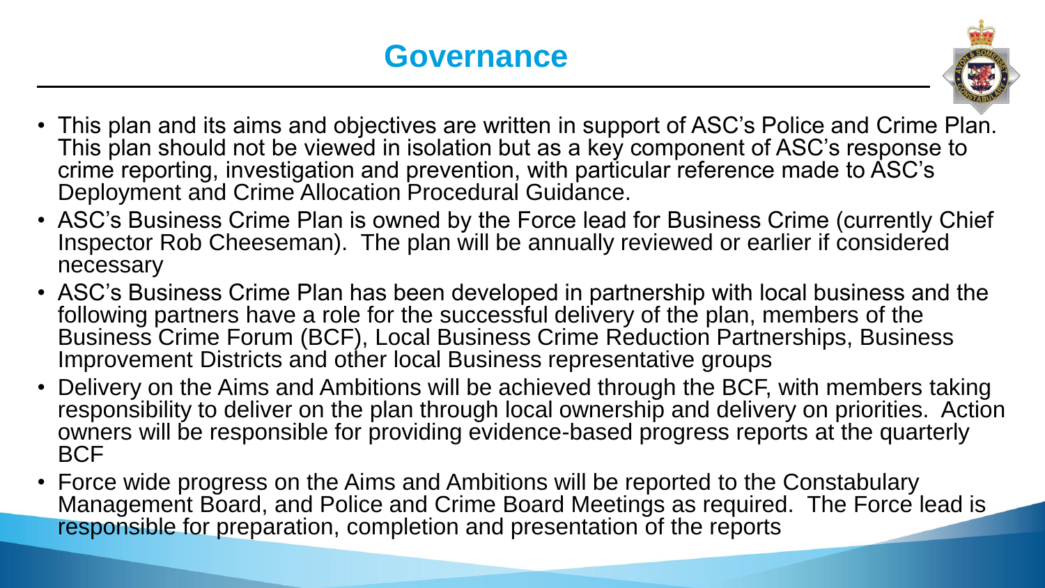# Governance

- This plan and its aims and objectives are written in support of ASC's Police and Crime Plan. This plan should not be viewed in isolation but as a key component of ASC's response to crime reporting, investigation and prevention, with particular reference made to ASC's Deployment and Crime Allocation Procedural Guidance.
- ASC's Business Crime Plan is owned by the Force lead for Business Crime (currently Chief Inspector Rob Cheeseman). The plan will be annually reviewed or earlier if considered necessary
- ASC's Business Crime Plan has been developed in partnership with local business and the following partners have a role for the successful delivery of the plan, members of the Business Crime Forum (BCF), Local Business Crime Reduction Partnerships, Business Improvement Districts and other local Business representative groups
- Delivery on the Aims and Ambitions will be achieved through the BCF, with members taking responsibility to deliver on the plan through local ownership and delivery on priorities. Action owners will be responsible for providing evidence-based progress reports at the quarterly BCF
- Force wide progress on the Aims and Ambitions will be reported to the Constabulary Management Board, and Police and Crime Board Meetings as required. The Force lead is responsible for preparation, completion and presentation of the reports